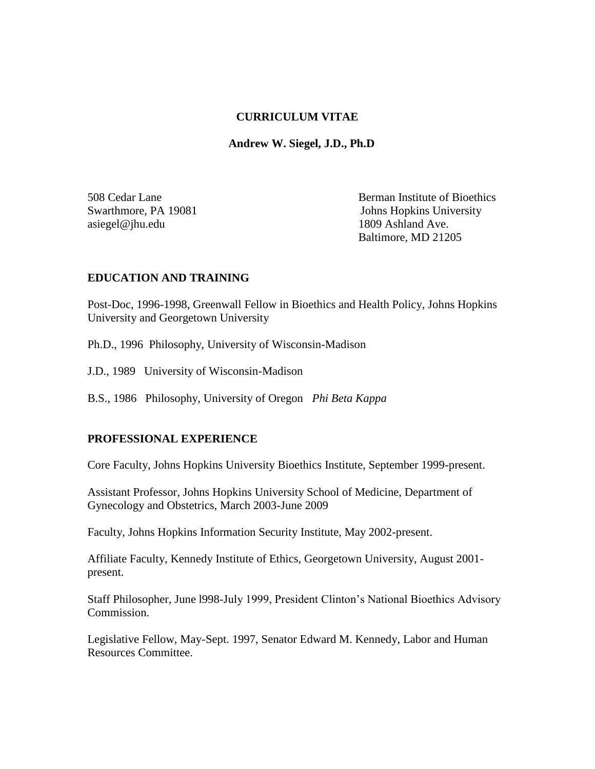# CURRICULUM VITAE

## Andrew W. Siegel, J.D., Ph.D

508 Cedar Lane
Swarthmore, PA 19081
asiegel@jhu.edu

Berman Institute of Bioethics
Johns Hopkins University
1809 Ashland Ave.
Baltimore, MD 21205

### EDUCATION AND TRAINING

Post-Doc, 1996-1998, Greenwall Fellow in Bioethics and Health Policy, Johns Hopkins University and Georgetown University

Ph.D., 1996 Philosophy, University of Wisconsin-Madison

J.D., 1989 University of Wisconsin-Madison

B.S., 1986 Philosophy, University of Oregon *Phi Beta Kappa*

### PROFESSIONAL EXPERIENCE

Core Faculty, Johns Hopkins University Bioethics Institute, September 1999-present.

Assistant Professor, Johns Hopkins University School of Medicine, Department of Gynecology and Obstetrics, March 2003-June 2009

Faculty, Johns Hopkins Information Security Institute, May 2002-present.

Affiliate Faculty, Kennedy Institute of Ethics, Georgetown University, August 2001-present.

Staff Philosopher, June l998-July 1999, President Clinton's National Bioethics Advisory Commission.

Legislative Fellow, May-Sept. 1997, Senator Edward M. Kennedy, Labor and Human Resources Committee.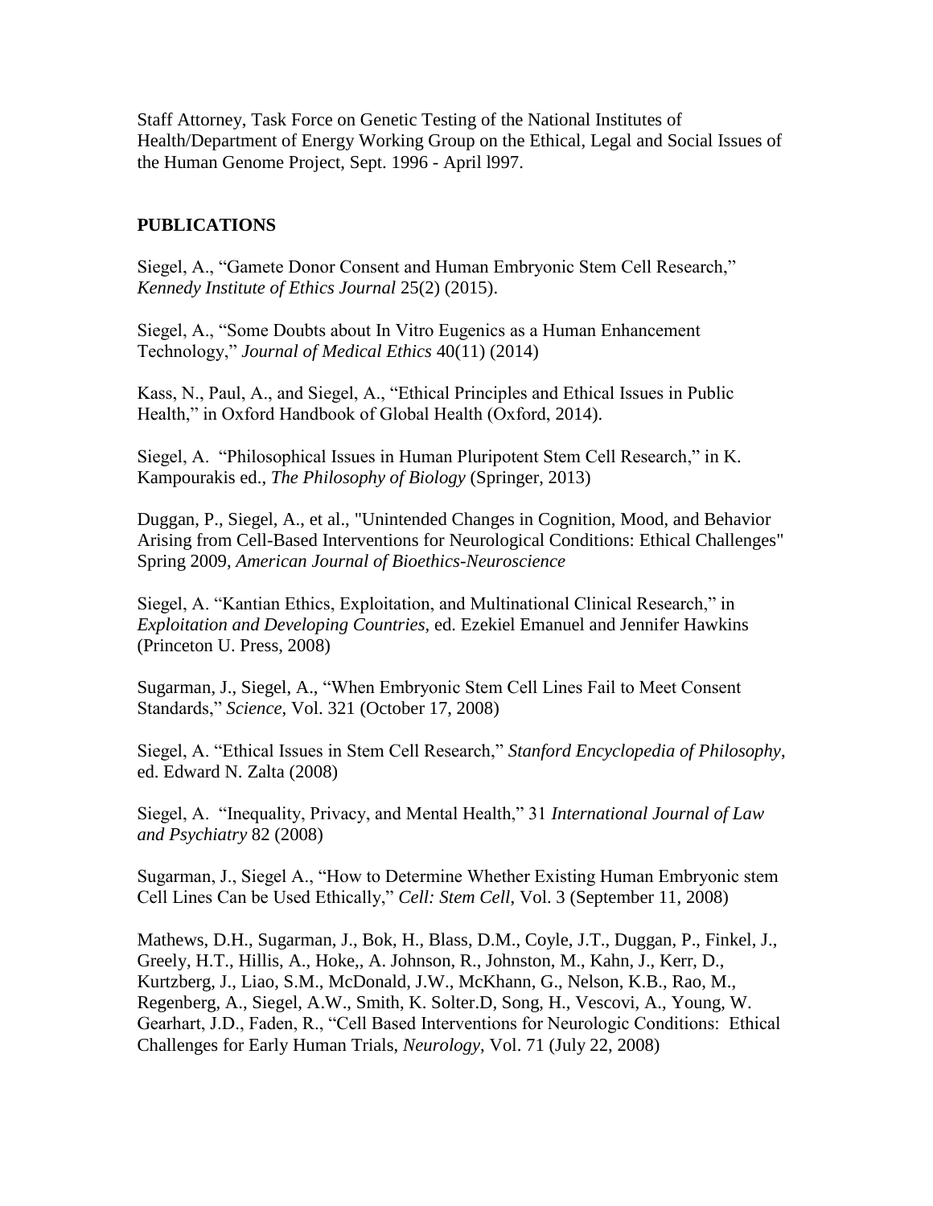Staff Attorney, Task Force on Genetic Testing of the National Institutes of Health/Department of Energy Working Group on the Ethical, Legal and Social Issues of the Human Genome Project, Sept. 1996 - April l997.

**PUBLICATIONS**

Siegel, A., "Gamete Donor Consent and Human Embryonic Stem Cell Research," *Kennedy Institute of Ethics Journal* 25(2) (2015).

Siegel, A., "Some Doubts about In Vitro Eugenics as a Human Enhancement Technology," *Journal of Medical Ethics* 40(11) (2014)

Kass, N., Paul, A., and Siegel, A., "Ethical Principles and Ethical Issues in Public Health," in Oxford Handbook of Global Health (Oxford, 2014).

Siegel, A. "Philosophical Issues in Human Pluripotent Stem Cell Research," in K. Kampourakis ed., *The Philosophy of Biology* (Springer, 2013)

Duggan, P., Siegel, A., et al., "Unintended Changes in Cognition, Mood, and Behavior Arising from Cell-Based Interventions for Neurological Conditions: Ethical Challenges" Spring 2009, *American Journal of Bioethics-Neuroscience*

Siegel, A. "Kantian Ethics, Exploitation, and Multinational Clinical Research," in *Exploitation and Developing Countries*, ed. Ezekiel Emanuel and Jennifer Hawkins (Princeton U. Press, 2008)

Sugarman, J., Siegel, A., "When Embryonic Stem Cell Lines Fail to Meet Consent Standards," *Science*, Vol. 321 (October 17, 2008)

Siegel, A. "Ethical Issues in Stem Cell Research," *Stanford Encyclopedia of Philosophy*, ed. Edward N. Zalta (2008)

Siegel, A. "Inequality, Privacy, and Mental Health," 31 *International Journal of Law and Psychiatry* 82 (2008)

Sugarman, J., Siegel A., "How to Determine Whether Existing Human Embryonic stem Cell Lines Can be Used Ethically," *Cell: Stem Cell*, Vol. 3 (September 11, 2008)

Mathews, D.H., Sugarman, J., Bok, H., Blass, D.M., Coyle, J.T., Duggan, P., Finkel, J., Greely, H.T., Hillis, A., Hoke,, A. Johnson, R., Johnston, M., Kahn, J., Kerr, D., Kurtzberg, J., Liao, S.M., McDonald, J.W., McKhann, G., Nelson, K.B., Rao, M., Regenberg, A., Siegel, A.W., Smith, K. Solter.D, Song, H., Vescovi, A., Young, W. Gearhart, J.D., Faden, R., "Cell Based Interventions for Neurologic Conditions: Ethical Challenges for Early Human Trials, *Neurology*, Vol. 71 (July 22, 2008)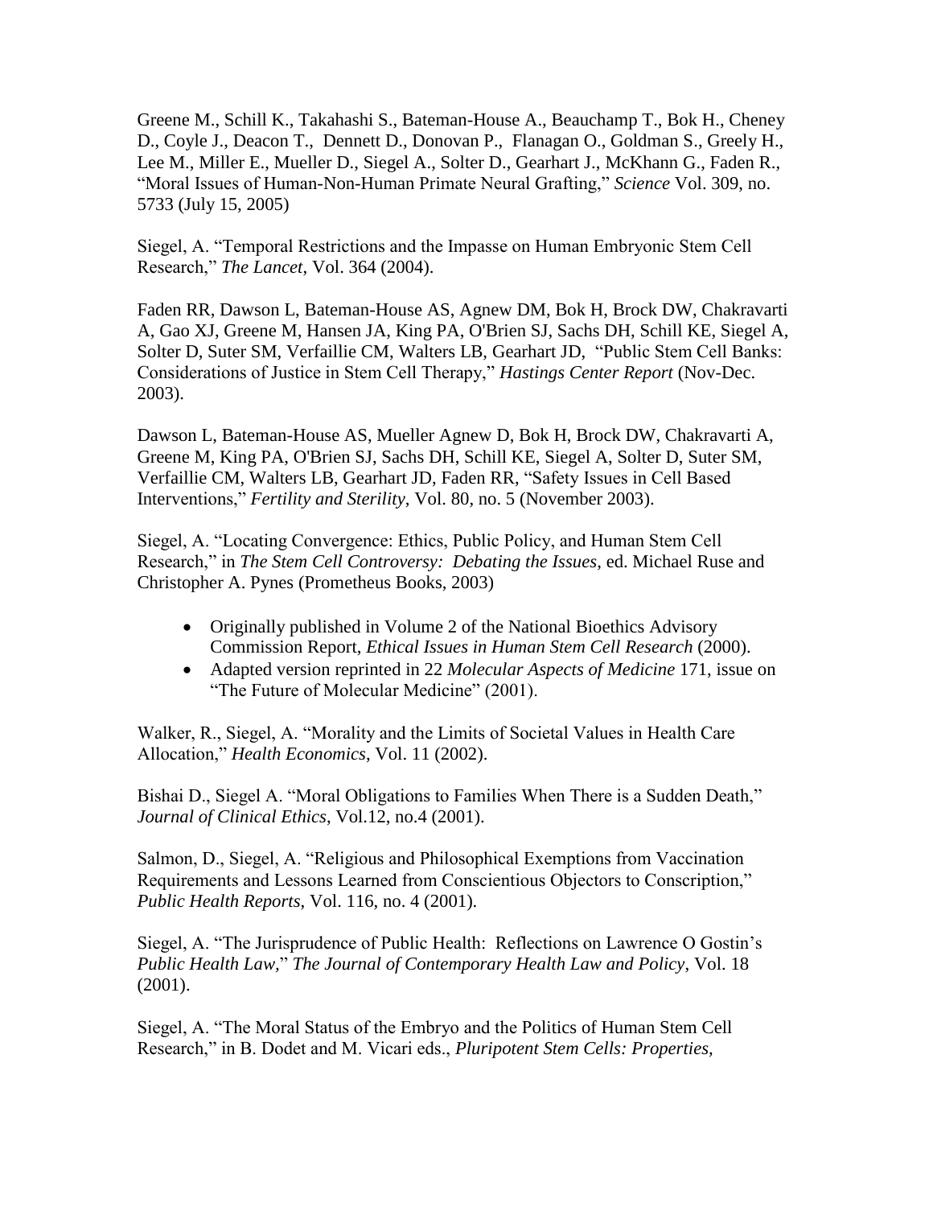Greene M., Schill K., Takahashi S., Bateman-House A., Beauchamp T., Bok H., Cheney D., Coyle J., Deacon T., Dennett D., Donovan P., Flanagan O., Goldman S., Greely H., Lee M., Miller E., Mueller D., Siegel A., Solter D., Gearhart J., McKhann G., Faden R., "Moral Issues of Human-Non-Human Primate Neural Grafting," *Science* Vol. 309, no. 5733 (July 15, 2005)

Siegel, A. "Temporal Restrictions and the Impasse on Human Embryonic Stem Cell Research," *The Lancet*, Vol. 364 (2004).

Faden RR, Dawson L, Bateman-House AS, Agnew DM, Bok H, Brock DW, Chakravarti A, Gao XJ, Greene M, Hansen JA, King PA, O'Brien SJ, Sachs DH, Schill KE, Siegel A, Solter D, Suter SM, Verfaillie CM, Walters LB, Gearhart JD, "Public Stem Cell Banks: Considerations of Justice in Stem Cell Therapy," *Hastings Center Report* (Nov-Dec. 2003).

Dawson L, Bateman-House AS, Mueller Agnew D, Bok H, Brock DW, Chakravarti A, Greene M, King PA, O'Brien SJ, Sachs DH, Schill KE, Siegel A, Solter D, Suter SM, Verfaillie CM, Walters LB, Gearhart JD, Faden RR, "Safety Issues in Cell Based Interventions," *Fertility and Sterility*, Vol. 80, no. 5 (November 2003).

Siegel, A. "Locating Convergence: Ethics, Public Policy, and Human Stem Cell Research," in *The Stem Cell Controversy: Debating the Issues*, ed. Michael Ruse and Christopher A. Pynes (Prometheus Books, 2003)

- Originally published in Volume 2 of the National Bioethics Advisory Commission Report, *Ethical Issues in Human Stem Cell Research* (2000).
- Adapted version reprinted in 22 *Molecular Aspects of Medicine* 171, issue on "The Future of Molecular Medicine" (2001).

Walker, R., Siegel, A. "Morality and the Limits of Societal Values in Health Care Allocation," *Health Economics*, Vol. 11 (2002).

Bishai D., Siegel A. "Moral Obligations to Families When There is a Sudden Death," *Journal of Clinical Ethics*, Vol.12, no.4 (2001).

Salmon, D., Siegel, A. "Religious and Philosophical Exemptions from Vaccination Requirements and Lessons Learned from Conscientious Objectors to Conscription," *Public Health Reports*, Vol. 116, no. 4 (2001).

Siegel, A. "The Jurisprudence of Public Health: Reflections on Lawrence O Gostin's *Public Health Law*," *The Journal of Contemporary Health Law and Policy*, Vol. 18 (2001).

Siegel, A. "The Moral Status of the Embryo and the Politics of Human Stem Cell Research," in B. Dodet and M. Vicari eds., *Pluripotent Stem Cells: Properties,*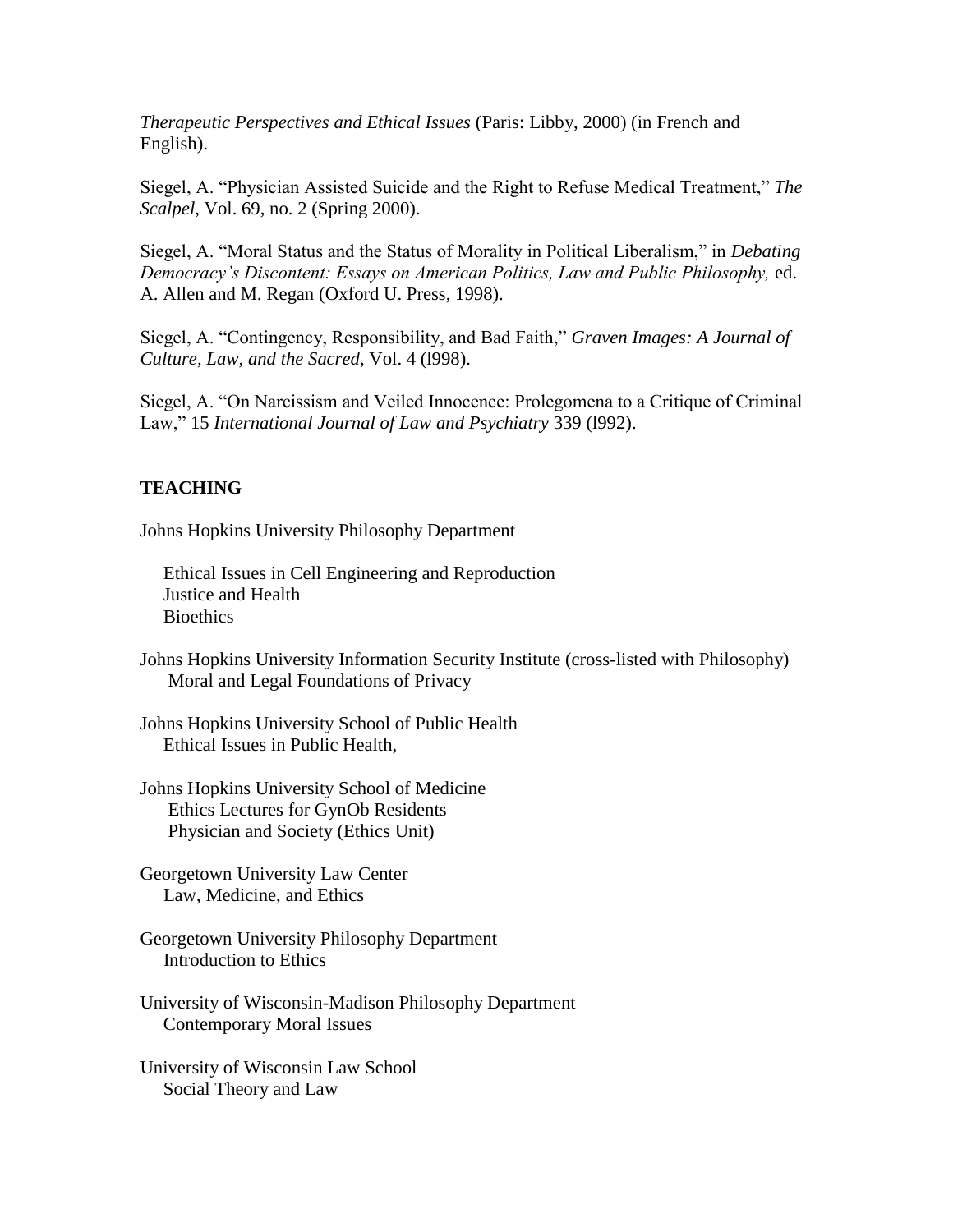*Therapeutic Perspectives and Ethical Issues* (Paris: Libby, 2000) (in French and English).

Siegel, A. "Physician Assisted Suicide and the Right to Refuse Medical Treatment," *The Scalpel*, Vol. 69, no. 2 (Spring 2000).

Siegel, A. "Moral Status and the Status of Morality in Political Liberalism," in *Debating Democracy's Discontent: Essays on American Politics, Law and Public Philosophy,* ed. A. Allen and M. Regan (Oxford U. Press, 1998).

Siegel, A. "Contingency, Responsibility, and Bad Faith," *Graven Images: A Journal of Culture, Law, and the Sacred*, Vol. 4 (l998).

Siegel, A. "On Narcissism and Veiled Innocence: Prolegomena to a Critique of Criminal Law," 15 *International Journal of Law and Psychiatry* 339 (l992).

**TEACHING**

Johns Hopkins University Philosophy Department

Ethical Issues in Cell Engineering and Reproduction
Justice and Health
Bioethics

Johns Hopkins University Information Security Institute (cross-listed with Philosophy)
Moral and Legal Foundations of Privacy

Johns Hopkins University School of Public Health
Ethical Issues in Public Health,

Johns Hopkins University School of Medicine
Ethics Lectures for GynOb Residents
Physician and Society (Ethics Unit)

Georgetown University Law Center
Law, Medicine, and Ethics

Georgetown University Philosophy Department
Introduction to Ethics

University of Wisconsin-Madison Philosophy Department
Contemporary Moral Issues

University of Wisconsin Law School
Social Theory and Law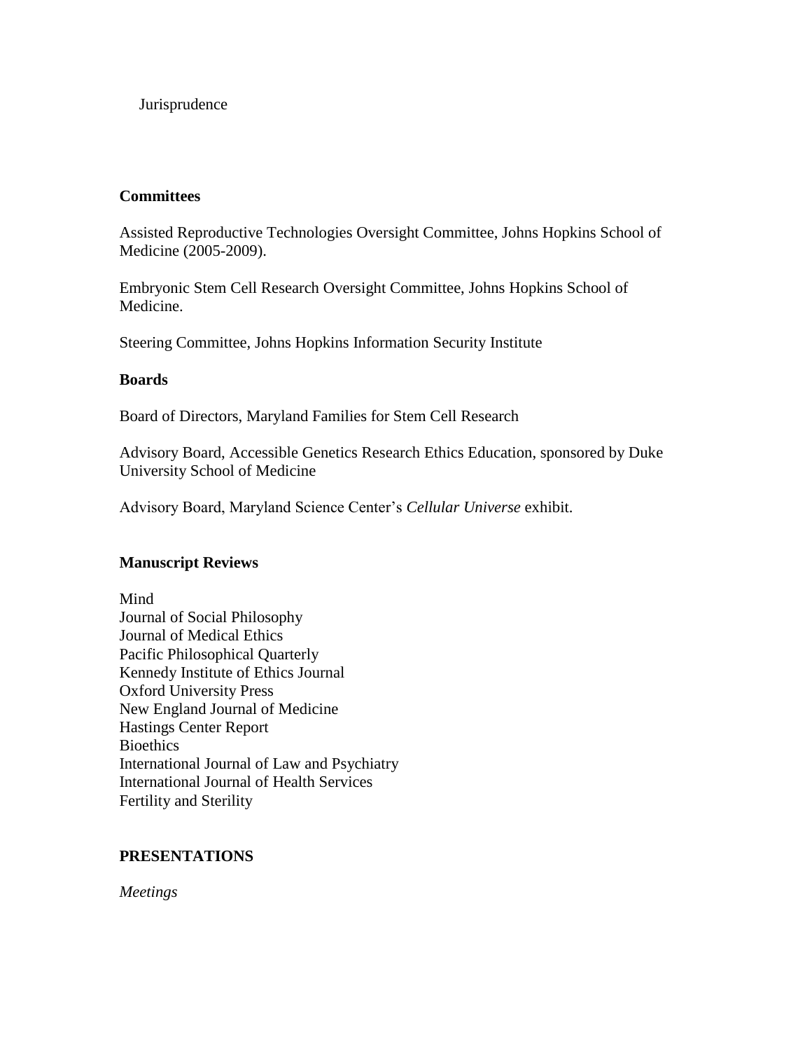Jurisprudence

**Committees**

Assisted Reproductive Technologies Oversight Committee, Johns Hopkins School of Medicine (2005-2009).

Embryonic Stem Cell Research Oversight Committee, Johns Hopkins School of Medicine.

Steering Committee, Johns Hopkins Information Security Institute

**Boards**

Board of Directors, Maryland Families for Stem Cell Research

Advisory Board, Accessible Genetics Research Ethics Education, sponsored by Duke University School of Medicine

Advisory Board, Maryland Science Center's *Cellular Universe* exhibit.

**Manuscript Reviews**

Mind
Journal of Social Philosophy
Journal of Medical Ethics
Pacific Philosophical Quarterly
Kennedy Institute of Ethics Journal
Oxford University Press
New England Journal of Medicine
Hastings Center Report
Bioethics
International Journal of Law and Psychiatry
International Journal of Health Services
Fertility and Sterility

**PRESENTATIONS**

*Meetings*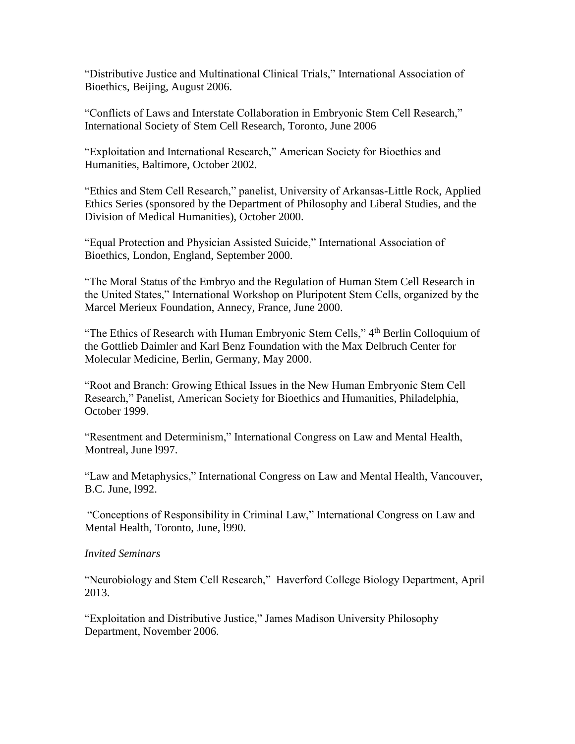"Distributive Justice and Multinational Clinical Trials," International Association of Bioethics, Beijing, August 2006.

"Conflicts of Laws and Interstate Collaboration in Embryonic Stem Cell Research," International Society of Stem Cell Research, Toronto, June 2006

"Exploitation and International Research," American Society for Bioethics and Humanities, Baltimore, October 2002.

"Ethics and Stem Cell Research," panelist, University of Arkansas-Little Rock, Applied Ethics Series (sponsored by the Department of Philosophy and Liberal Studies, and the Division of Medical Humanities), October 2000.

"Equal Protection and Physician Assisted Suicide," International Association of Bioethics, London, England, September 2000.

"The Moral Status of the Embryo and the Regulation of Human Stem Cell Research in the United States," International Workshop on Pluripotent Stem Cells, organized by the Marcel Merieux Foundation, Annecy, France, June 2000.

"The Ethics of Research with Human Embryonic Stem Cells," 4th Berlin Colloquium of the Gottlieb Daimler and Karl Benz Foundation with the Max Delbruch Center for Molecular Medicine, Berlin, Germany, May 2000.

"Root and Branch: Growing Ethical Issues in the New Human Embryonic Stem Cell Research," Panelist, American Society for Bioethics and Humanities, Philadelphia, October 1999.

"Resentment and Determinism," International Congress on Law and Mental Health, Montreal, June l997.

"Law and Metaphysics," International Congress on Law and Mental Health, Vancouver, B.C. June, l992.

"Conceptions of Responsibility in Criminal Law," International Congress on Law and Mental Health, Toronto, June, l990.

*Invited Seminars*

"Neurobiology and Stem Cell Research," Haverford College Biology Department, April 2013.

"Exploitation and Distributive Justice," James Madison University Philosophy Department, November 2006.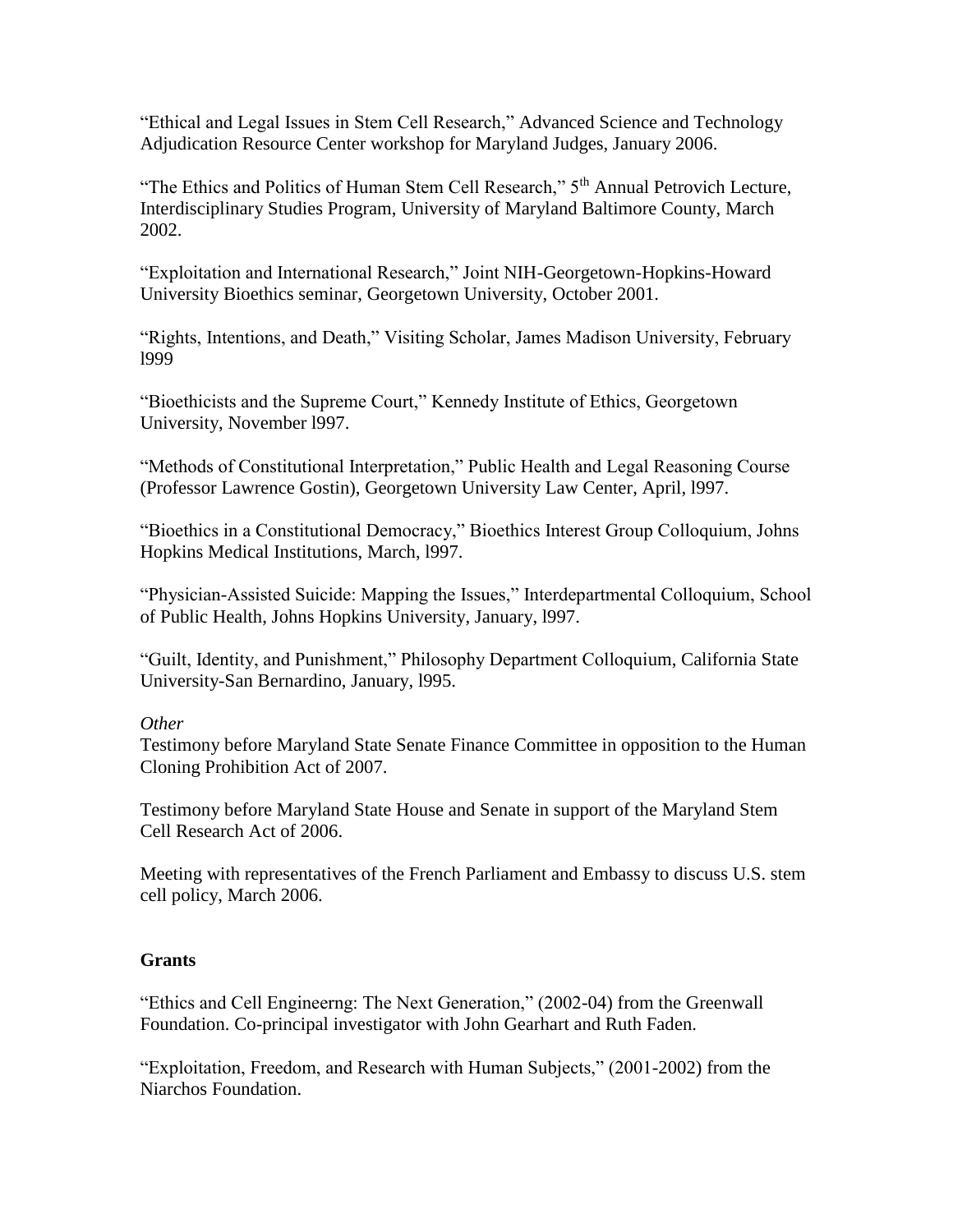"Ethical and Legal Issues in Stem Cell Research," Advanced Science and Technology Adjudication Resource Center workshop for Maryland Judges, January 2006.

"The Ethics and Politics of Human Stem Cell Research," 5th Annual Petrovich Lecture, Interdisciplinary Studies Program, University of Maryland Baltimore County, March 2002.

"Exploitation and International Research," Joint NIH-Georgetown-Hopkins-Howard University Bioethics seminar, Georgetown University, October 2001.

"Rights, Intentions, and Death," Visiting Scholar, James Madison University, February l999

"Bioethicists and the Supreme Court," Kennedy Institute of Ethics, Georgetown University, November l997.

"Methods of Constitutional Interpretation," Public Health and Legal Reasoning Course (Professor Lawrence Gostin), Georgetown University Law Center, April, l997.

"Bioethics in a Constitutional Democracy," Bioethics Interest Group Colloquium, Johns Hopkins Medical Institutions, March, l997.

"Physician-Assisted Suicide: Mapping the Issues," Interdepartmental Colloquium, School of Public Health, Johns Hopkins University, January, l997.

"Guilt, Identity, and Punishment," Philosophy Department Colloquium, California State University-San Bernardino, January, l995.

*Other*

Testimony before Maryland State Senate Finance Committee in opposition to the Human Cloning Prohibition Act of 2007.

Testimony before Maryland State House and Senate in support of the Maryland Stem Cell Research Act of 2006.

Meeting with representatives of the French Parliament and Embassy to discuss U.S. stem cell policy, March 2006.

**Grants**

"Ethics and Cell Engineerng: The Next Generation," (2002-04) from the Greenwall Foundation. Co-principal investigator with John Gearhart and Ruth Faden.

"Exploitation, Freedom, and Research with Human Subjects," (2001-2002) from the Niarchos Foundation.